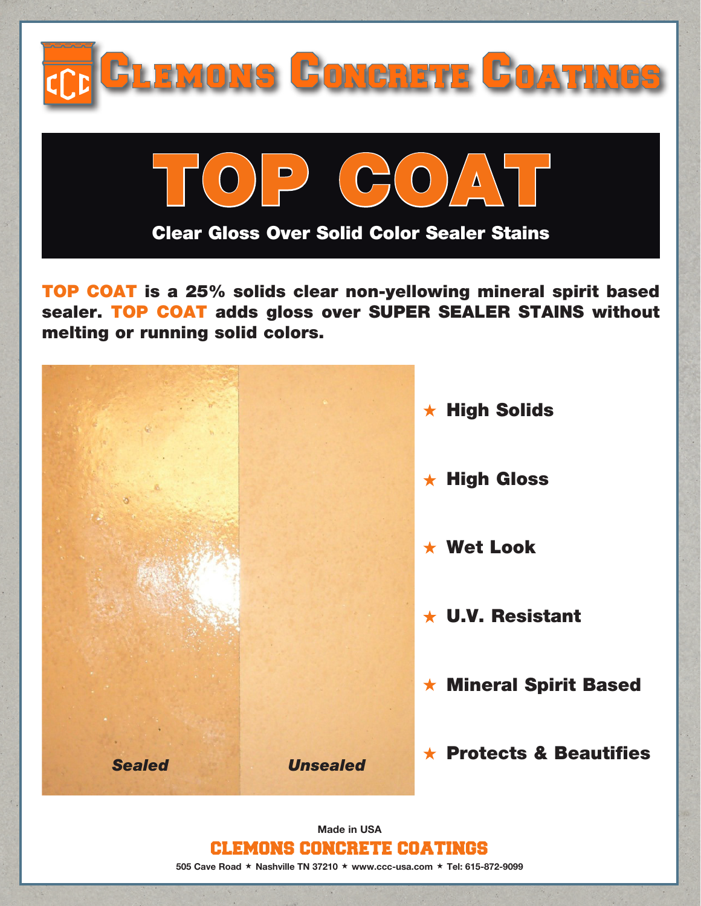# Clemons Concrete Coatings

# TOP COAT

## Clear Gloss Over Solid Color Sealer Stains

**TOP COAT is a 25% solids clear non-yellowing mineral spirit based sealer. TOP COAT adds gloss over SUPER SEALER STAINS without melting or running solid colors.**

*Sealed* *Unsealed*

- ★ **High Solids**
- ★ **High Gloss**
- ★ **Wet Look**
- ★ **U.V. Resistant**
- ★ **Mineral Spirit Based**
- ★ **Protects & Beautifies**

Made in USA

**CLEMONS CONCRETE COATINGS**

505 Cave Road ★ Nashville TN 37210 ★ www.ccc-usa.com ★ Tel: 615-872-9099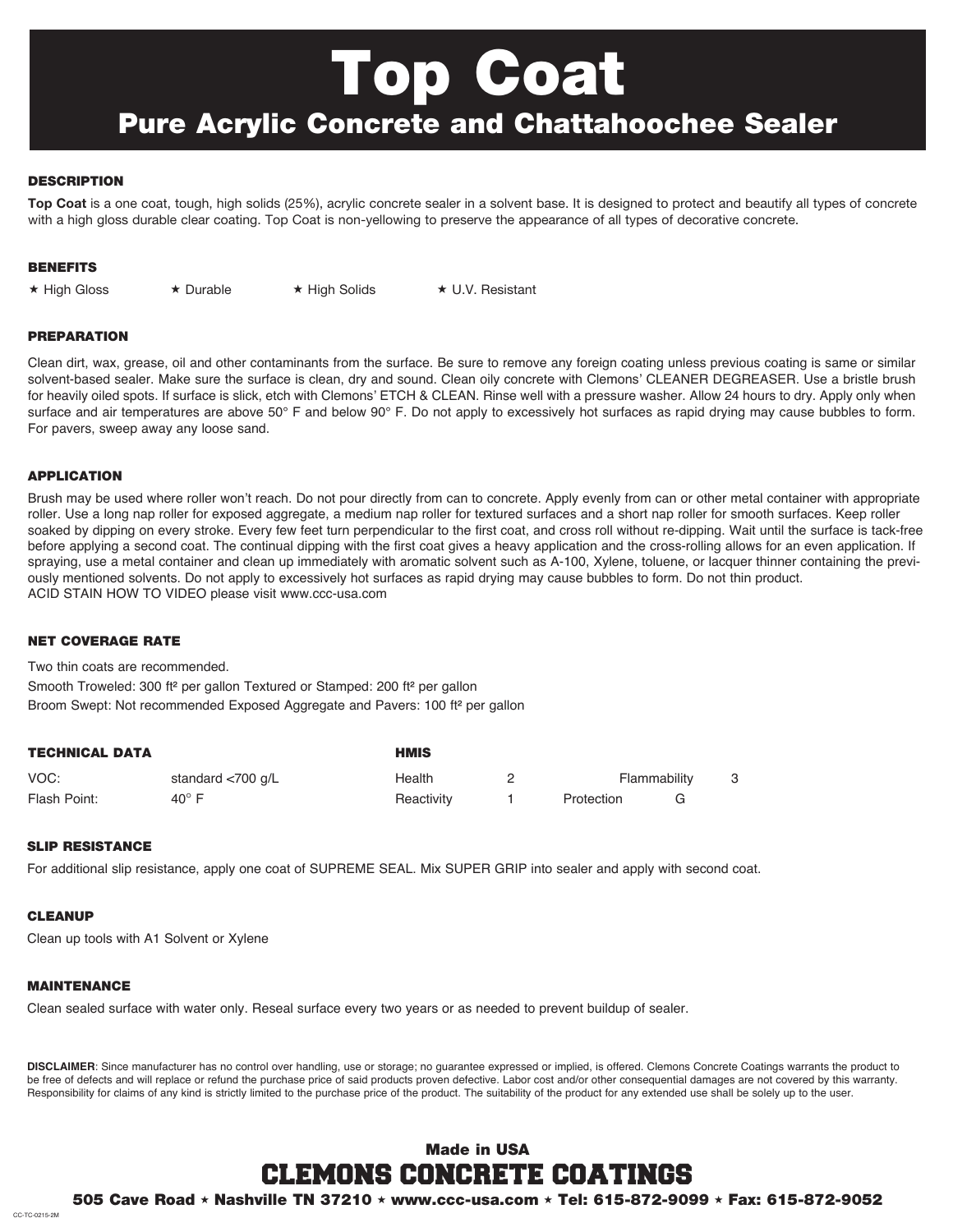# Top Coat

## Pure Acrylic Concrete and Chattahoochee Sealer

### DESCRIPTION

**Top Coat** is a one coat, tough, high solids (25%), acrylic concrete sealer in a solvent base. It is designed to protect and beautify all types of concrete with a high gloss durable clear coating. Top Coat is non-yellowing to preserve the appearance of all types of decorative concrete.

### BENEFITS

★ High Gloss ★ Durable ★ High Solids ★ U.V. Resistant

### PREPARATION

Clean dirt, wax, grease, oil and other contaminants from the surface. Be sure to remove any foreign coating unless previous coating is same or similar solvent-based sealer. Make sure the surface is clean, dry and sound. Clean oily concrete with Clemons' CLEANER DEGREASER. Use a bristle brush for heavily oiled spots. If surface is slick, etch with Clemons' ETCH & CLEAN. Rinse well with a pressure washer. Allow 24 hours to dry. Apply only when surface and air temperatures are above 50° F and below 90° F. Do not apply to excessively hot surfaces as rapid drying may cause bubbles to form. For pavers, sweep away any loose sand.

### APPLICATION

Brush may be used where roller won't reach. Do not pour directly from can to concrete. Apply evenly from can or other metal container with appropriate roller. Use a long nap roller for exposed aggregate, a medium nap roller for textured surfaces and a short nap roller for smooth surfaces. Keep roller soaked by dipping on every stroke. Every few feet turn perpendicular to the first coat, and cross roll without re-dipping. Wait until the surface is tack-free before applying a second coat. The continual dipping with the first coat gives a heavy application and the cross-rolling allows for an even application. If spraying, use a metal container and clean up immediately with aromatic solvent such as A-100, Xylene, toluene, or lacquer thinner containing the previously mentioned solvents. Do not apply to excessively hot surfaces as rapid drying may cause bubbles to form. Do not thin product.
ACID STAIN HOW TO VIDEO please visit www.ccc-usa.com

### NET COVERAGE RATE

Two thin coats are recommended.
Smooth Troweled: 300 ft² per gallon Textured or Stamped: 200 ft² per gallon
Broom Swept: Not recommended Exposed Aggregate and Pavers: 100 ft² per gallon

### TECHNICAL DATA

| | |
|---|---|
| VOC: | standard <700 g/L |
| Flash Point: | 40° F |

### HMIS

| | | | |
|---|---|---|---|
| Health | 2 | Flammability | 3 |
| Reactivity | 1 | Protection | G |

### SLIP RESISTANCE

For additional slip resistance, apply one coat of SUPREME SEAL. Mix SUPER GRIP into sealer and apply with second coat.

### CLEANUP

Clean up tools with A1 Solvent or Xylene

### MAINTENANCE

Clean sealed surface with water only. Reseal surface every two years or as needed to prevent buildup of sealer.

**DISCLAIMER**: Since manufacturer has no control over handling, use or storage; no guarantee expressed or implied, is offered. Clemons Concrete Coatings warrants the product to be free of defects and will replace or refund the purchase price of said products proven defective. Labor cost and/or other consequential damages are not covered by this warranty. Responsibility for claims of any kind is strictly limited to the purchase price of the product. The suitability of the product for any extended use shall be solely up to the user.

**Made in USA**

**CLEMONS CONCRETE COATINGS**

**505 Cave Road ★ Nashville TN 37210 ★ www.ccc-usa.com ★ Tel: 615-872-9099 ★ Fax: 615-872-9052**

CC-TC-0215-2M